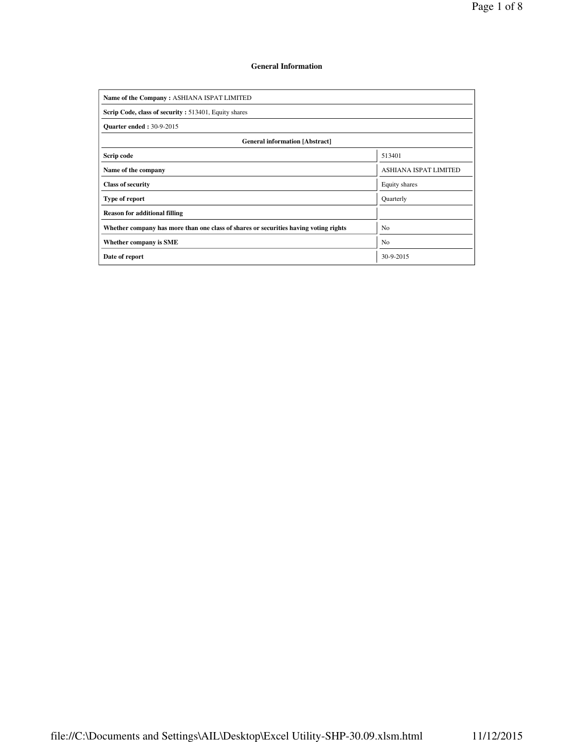# General Information

| Name of the Company : ASHIANA ISPAT LIMITED | |
|---|---|
| **Scrip Code, class of security :** 513401, Equity shares | |
| **Quarter ended :** 30-9-2015 | |
| **General information [Abstract]** | |
| **Scrip code** | 513401 |
| **Name of the company** | ASHIANA ISPAT LIMITED |
| **Class of security** | Equity shares |
| **Type of report** | Quarterly |
| **Reason for additional filling** | |
| **Whether company has more than one class of shares or securities having voting rights** | No |
| **Whether company is SME** | No |
| **Date of report** | 30-9-2015 |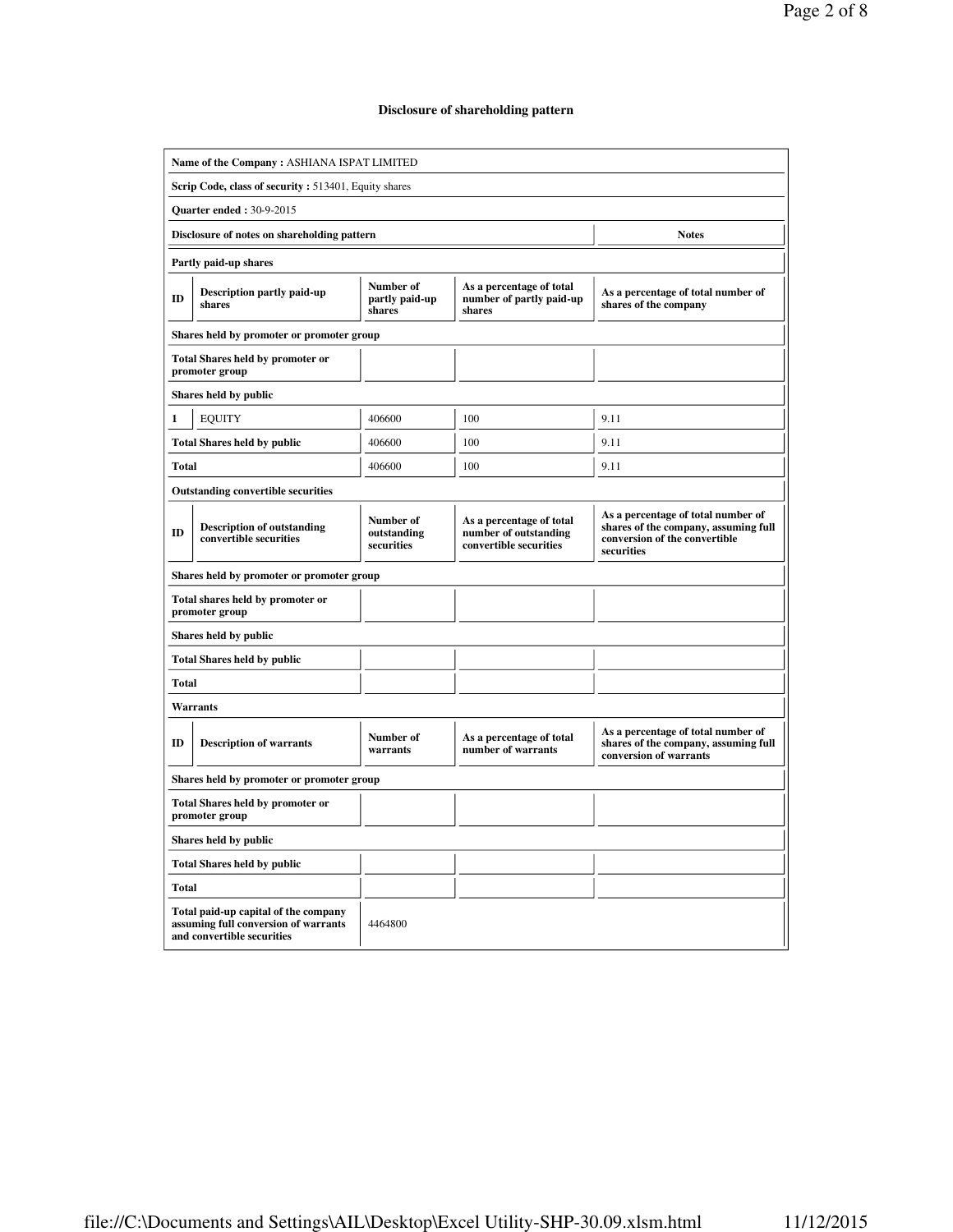## Disclosure of shareholding pattern

| | | | | |
|---|---|---|---|---|
| **Name of the Company :** ASHIANA ISPAT LIMITED | | | | |
| **Scrip Code, class of security :** 513401, Equity shares | | | | |
| **Quarter ended :** 30-9-2015 | | | | |
| **Disclosure of notes on shareholding pattern** | | | | **Notes** |
| **Partly paid-up shares** | | | | |
| **ID** | **Description partly paid-up shares** | **Number of partly paid-up shares** | **As a percentage of total number of partly paid-up shares** | **As a percentage of total number of shares of the company** |
| **Shares held by promoter or promoter group** | | | | |
| **Total Shares held by promoter or promoter group** | | | | |
| **Shares held by public** | | | | |
| 1 | EQUITY | 406600 | 100 | 9.11 |
| **Total Shares held by public** | | 406600 | 100 | 9.11 |
| **Total** | | 406600 | 100 | 9.11 |
| **Outstanding convertible securities** | | | | |
| **ID** | **Description of outstanding convertible securities** | **Number of outstanding securities** | **As a percentage of total number of outstanding convertible securities** | **As a percentage of total number of shares of the company, assuming full conversion of the convertible securities** |
| **Shares held by promoter or promoter group** | | | | |
| **Total shares held by promoter or promoter group** | | | | |
| **Shares held by public** | | | | |
| **Total Shares held by public** | | | | |
| **Total** | | | | |
| **Warrants** | | | | |
| **ID** | **Description of warrants** | **Number of warrants** | **As a percentage of total number of warrants** | **As a percentage of total number of shares of the company, assuming full conversion of warrants** |
| **Shares held by promoter or promoter group** | | | | |
| **Total Shares held by promoter or promoter group** | | | | |
| **Shares held by public** | | | | |
| **Total Shares held by public** | | | | |
| **Total** | | | | |
| **Total paid-up capital of the company assuming full conversion of warrants and convertible securities** | | 4464800 | | |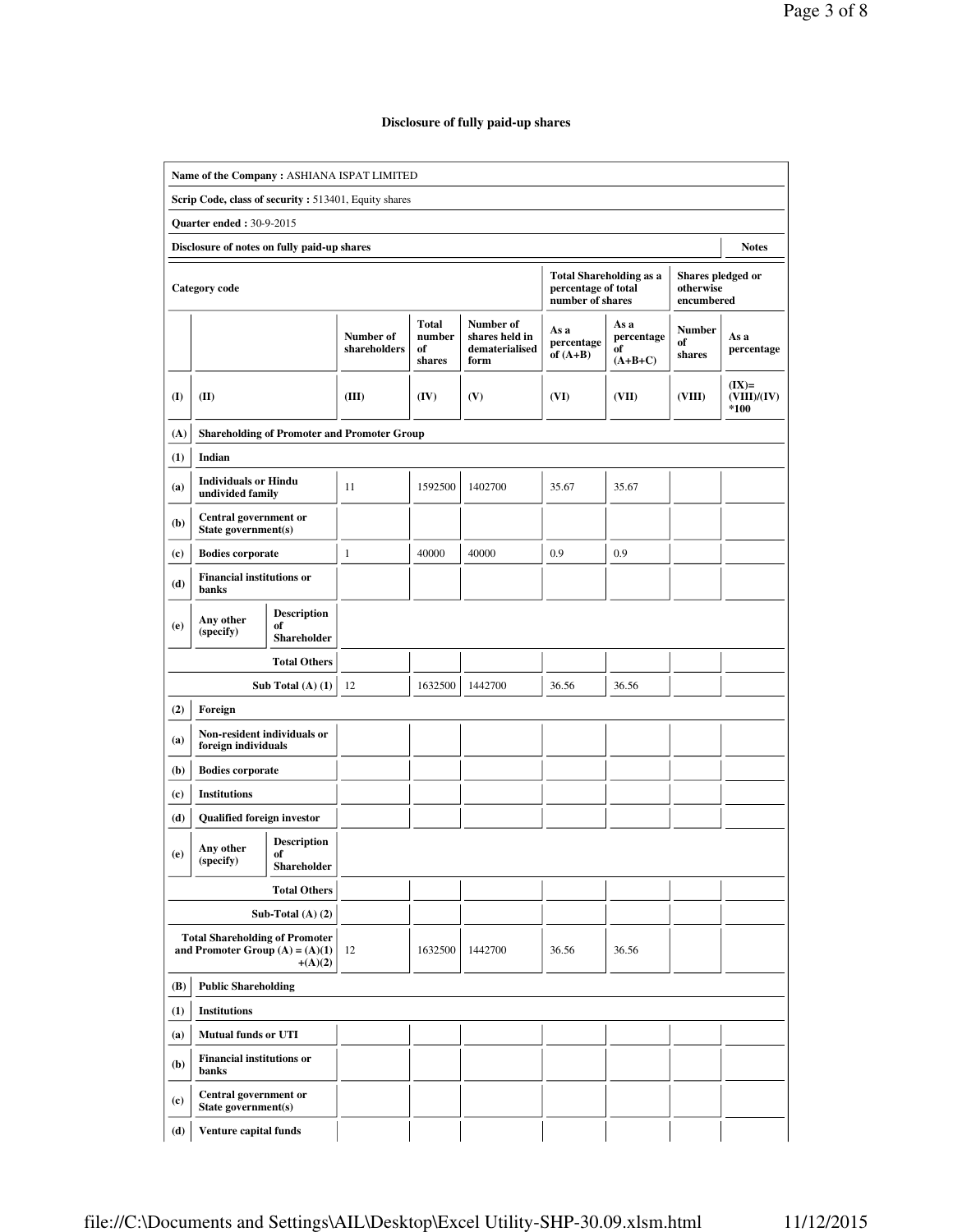# Disclosure of fully paid-up shares

| | | | | | | | | | |
|---|---|---|---|---|---|---|---|---|---|
| **Name of the Company :** ASHIANA ISPAT LIMITED | | | | | | | | | |
| **Scrip Code, class of security :** 513401, Equity shares | | | | | | | | | |
| **Quarter ended :** 30-9-2015 | | | | | | | | | |
| **Disclosure of notes on fully paid-up shares** | | | | | | | | | **Notes** |
| **Category code** | | | | | | **Total Shareholding as a percentage of total number of shares** | | **Shares pledged or otherwise encumbered** | |
| | | | **Number of shareholders** | **Total number of shares** | **Number of shares held in dematerialised form** | **As a percentage of (A+B)** | **As a percentage of (A+B+C)** | **Number of shares** | **As a percentage** |
| **(I)** | **(II)** | | **(III)** | **(IV)** | **(V)** | **(VI)** | **(VII)** | **(VIII)** | **(IX)= (VIII)/(IV) *100** |
| **(A)** | **Shareholding of Promoter and Promoter Group** | | | | | | | | |
| **(1)** | **Indian** | | | | | | | | |
| **(a)** | **Individuals or Hindu undivided family** | | 11 | 1592500 | 1402700 | 35.67 | 35.67 | | |
| **(b)** | **Central government or State government(s)** | | | | | | | | |
| **(c)** | **Bodies corporate** | | 1 | 40000 | 40000 | 0.9 | 0.9 | | |
| **(d)** | **Financial institutions or banks** | | | | | | | | |
| **(e)** | **Any other (specify)** | **Description of Shareholder** | | | | | | | |
| | | **Total Others** | | | | | | | |
| | | **Sub Total (A) (1)** | 12 | 1632500 | 1442700 | 36.56 | 36.56 | | |
| **(2)** | **Foreign** | | | | | | | | |
| **(a)** | **Non-resident individuals or foreign individuals** | | | | | | | | |
| **(b)** | **Bodies corporate** | | | | | | | | |
| **(c)** | **Institutions** | | | | | | | | |
| **(d)** | **Qualified foreign investor** | | | | | | | | |
| **(e)** | **Any other (specify)** | **Description of Shareholder** | | | | | | | |
| | | **Total Others** | | | | | | | |
| | | **Sub-Total (A) (2)** | | | | | | | |
| | | **Total Shareholding of Promoter and Promoter Group (A) = (A)(1) +(A)(2)** | 12 | 1632500 | 1442700 | 36.56 | 36.56 | | |
| **(B)** | **Public Shareholding** | | | | | | | | |
| **(1)** | **Institutions** | | | | | | | | |
| **(a)** | **Mutual funds or UTI** | | | | | | | | |
| **(b)** | **Financial institutions or banks** | | | | | | | | |
| **(c)** | **Central government or State government(s)** | | | | | | | | |
| **(d)** | **Venture capital funds** | | | | | | | | |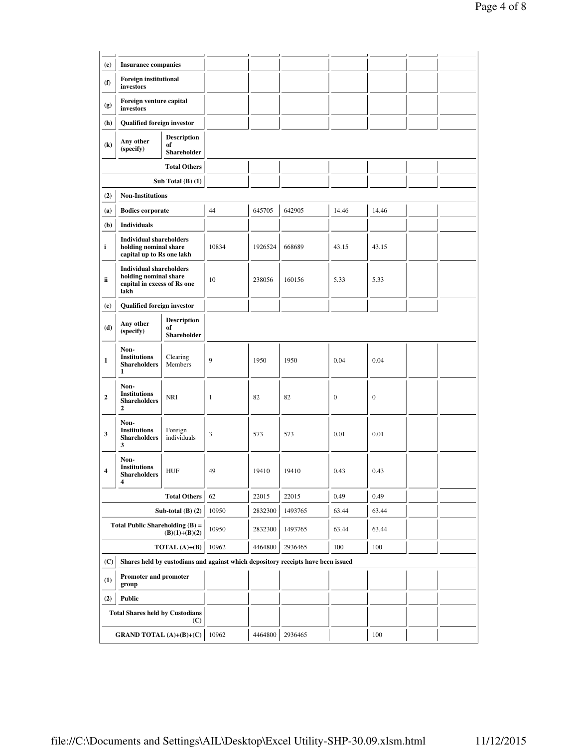| (e) | Insurance companies | | | | | | | | |
|---|---|---|---|---|---|---|---|---|---|
| (f) | Foreign institutional investors | | | | | | | | |
| (g) | Foreign venture capital investors | | | | | | | | |
| (h) | Qualified foreign investor | | | | | | | | |
| (k) | Any other (specify) | Description of Shareholder | | | | | | | |
| | | Total Others | | | | | | | |
| | | Sub Total (B) (1) | | | | | | | |
| (2) | Non-Institutions | | | | | | | | |
| (a) | Bodies corporate | | 44 | 645705 | 642905 | 14.46 | 14.46 | | |
| (b) | Individuals | | | | | | | | |
| i | Individual shareholders holding nominal share capital up to Rs one lakh | | 10834 | 1926524 | 668689 | 43.15 | 43.15 | | |
| ii | Individual shareholders holding nominal share capital in excess of Rs one lakh | | 10 | 238056 | 160156 | 5.33 | 5.33 | | |
| (c) | Qualified foreign investor | | | | | | | | |
| (d) | Any other (specify) | Description of Shareholder | | | | | | | |
| 1 | Non-Institutions Shareholders 1 | Clearing Members | 9 | 1950 | 1950 | 0.04 | 0.04 | | |
| 2 | Non-Institutions Shareholders 2 | NRI | 1 | 82 | 82 | 0 | 0 | | |
| 3 | Non-Institutions Shareholders 3 | Foreign individuals | 3 | 573 | 573 | 0.01 | 0.01 | | |
| 4 | Non-Institutions Shareholders 4 | HUF | 49 | 19410 | 19410 | 0.43 | 0.43 | | |
| | | Total Others | 62 | 22015 | 22015 | 0.49 | 0.49 | | |
| | | Sub-total (B) (2) | 10950 | 2832300 | 1493765 | 63.44 | 63.44 | | |
| | | Total Public Shareholding (B) = (B)(1)+(B)(2) | 10950 | 2832300 | 1493765 | 63.44 | 63.44 | | |
| | | TOTAL (A)+(B) | 10962 | 4464800 | 2936465 | 100 | 100 | | |
| (C) | Shares held by custodians and against which depository receipts have been issued | | | | | | | | |
| (1) | Promoter and promoter group | | | | | | | | |
| (2) | Public | | | | | | | | |
| | | Total Shares held by Custodians (C) | | | | | | | |
| | | GRAND TOTAL (A)+(B)+(C) | 10962 | 4464800 | 2936465 | | 100 | | |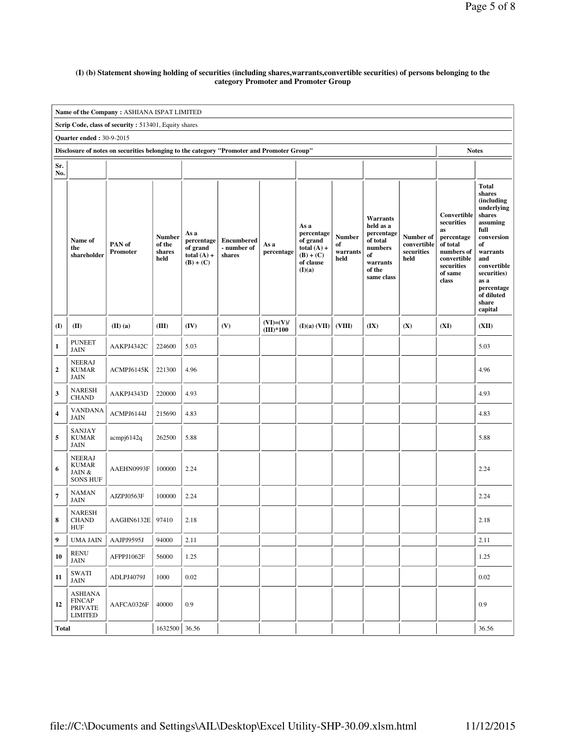**(I) (b) Statement showing holding of securities (including shares,warrants,convertible securities) of persons belonging to the category Promoter and Promoter Group**

| Name of the Company : ASHIANA ISPAT LIMITED | | | | | | | | | | | | |
|---|---|---|---|---|---|---|---|---|---|---|---|---|
| Scrip Code, class of security : 513401, Equity shares | | | | | | | | | | | | |
| Quarter ended : 30-9-2015 | | | | | | | | | | | | |
| Disclosure of notes on securities belonging to the category "Promoter and Promoter Group" | | | | | | | | | | | Notes | |
| Sr. No. | Name of the shareholder | PAN of Promoter | Number of the shares held | As a percentage of grand total (A) + (B) + (C) | Encumbered - number of shares | As a percentage | As a percentage of grand total (A) + (B) + (C) of clause (I)(a) | Number of warrants held | Warrants held as a percentage of total numbers of warrants of the same class | Number of convertible securities held | Convertible securities as percentage of total numbers of convertible securities of same class | Total shares (including underlying shares assuming full conversion of warrants and convertible securities) as a percentage of diluted share capital |
| (I) | (II) | (II) (a) | (III) | (IV) | (V) | (VI)=(V)/(III)*100 | (I)(a) (VII) | (VIII) | (IX) | (X) | (XI) | (XII) |
| 1 | PUNEET JAIN | AAKPJ4342C | 224600 | 5.03 | | | | | | | | 5.03 |
| 2 | NEERAJ KUMAR JAIN | ACMPJ6145K | 221300 | 4.96 | | | | | | | | 4.96 |
| 3 | NARESH CHAND | AAKPJ4343D | 220000 | 4.93 | | | | | | | | 4.93 |
| 4 | VANDANA JAIN | ACMPJ6144J | 215690 | 4.83 | | | | | | | | 4.83 |
| 5 | SANJAY KUMAR JAIN | acmpj6142q | 262500 | 5.88 | | | | | | | | 5.88 |
| 6 | NEERAJ KUMAR JAIN & SONS HUF | AAEHN0993F | 100000 | 2.24 | | | | | | | | 2.24 |
| 7 | NAMAN JAIN | AJZPJ0563F | 100000 | 2.24 | | | | | | | | 2.24 |
| 8 | NARESH CHAND HUF | AAGHN6132E | 97410 | 2.18 | | | | | | | | 2.18 |
| 9 | UMA JAIN | AAJPJ9595J | 94000 | 2.11 | | | | | | | | 2.11 |
| 10 | RENU JAIN | AFPPJ1062F | 56000 | 1.25 | | | | | | | | 1.25 |
| 11 | SWATI JAIN | ADLPJ4079J | 1000 | 0.02 | | | | | | | | 0.02 |
| 12 | ASHIANA FINCAP PRIVATE LIMITED | AAFCA0326F | 40000 | 0.9 | | | | | | | | 0.9 |
| Total | | | 1632500 | 36.56 | | | | | | | | 36.56 |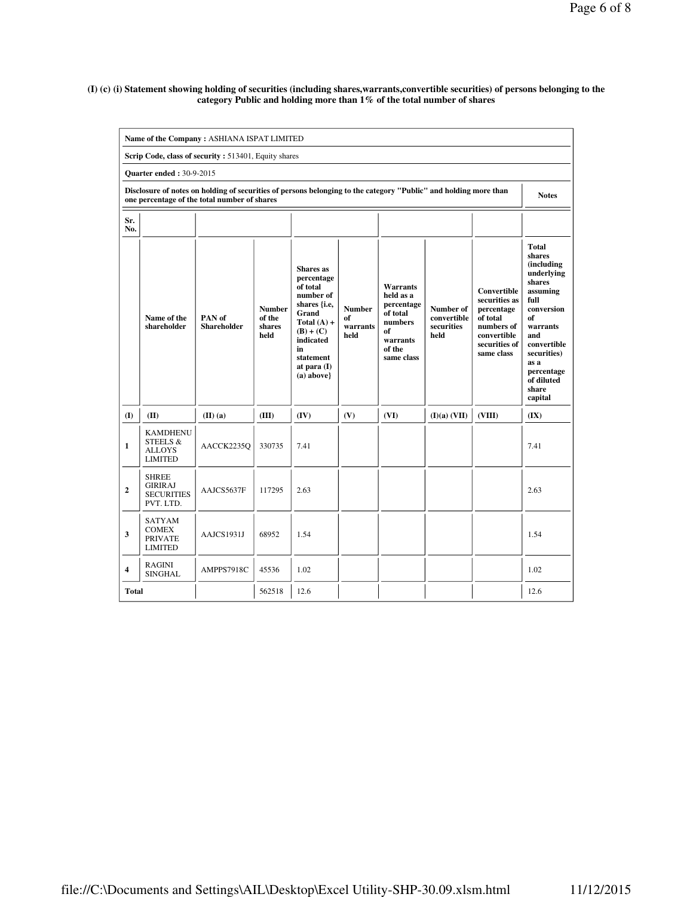**(I) (c) (i) Statement showing holding of securities (including shares,warrants,convertible securities) of persons belonging to the category Public and holding more than 1% of the total number of shares**

| **Name of the Company :** ASHIANA ISPAT LIMITED | | | | | | | | | |
|---|---|---|---|---|---|---|---|---|---|
| **Scrip Code, class of security :** 513401, Equity shares | | | | | | | | | |
| **Quarter ended :** 30-9-2015 | | | | | | | | | |
| **Disclosure of notes on holding of securities of persons belonging to the category "Public" and holding more than one percentage of the total number of shares** | | | | | | | | | **Notes** |
| **Sr. No.** | | | | | | | | | |
| | **Name of the shareholder** | **PAN of Shareholder** | **Number of the shares held** | **Shares as percentage of total number of shares {i.e, Grand Total (A) + (B) + (C) indicated in statement at para (I) (a) above}** | **Number of warrants held** | **Warrants held as a percentage of total numbers of warrants of the same class** | **Number of convertible securities held** | **Convertible securities as percentage of total numbers of convertible securities of same class** | **Total shares (including underlying shares assuming full conversion of warrants and convertible securities) as a percentage of diluted share capital** |
| **(I)** | **(II)** | **(II) (a)** | **(III)** | **(IV)** | **(V)** | **(VI)** | **(I)(a) (VII)** | **(VIII)** | **(IX)** |
| 1 | KAMDHENU STEELS & ALLOYS LIMITED | AACCK2235Q | 330735 | 7.41 | | | | | 7.41 |
| 2 | SHREE GIRIRAJ SECURITIES PVT. LTD. | AAJCS5637F | 117295 | 2.63 | | | | | 2.63 |
| 3 | SATYAM COMEX PRIVATE LIMITED | AAJCS1931J | 68952 | 1.54 | | | | | 1.54 |
| 4 | RAGINI SINGHAL | AMPPS7918C | 45536 | 1.02 | | | | | 1.02 |
| **Total** | | | 562518 | 12.6 | | | | | 12.6 |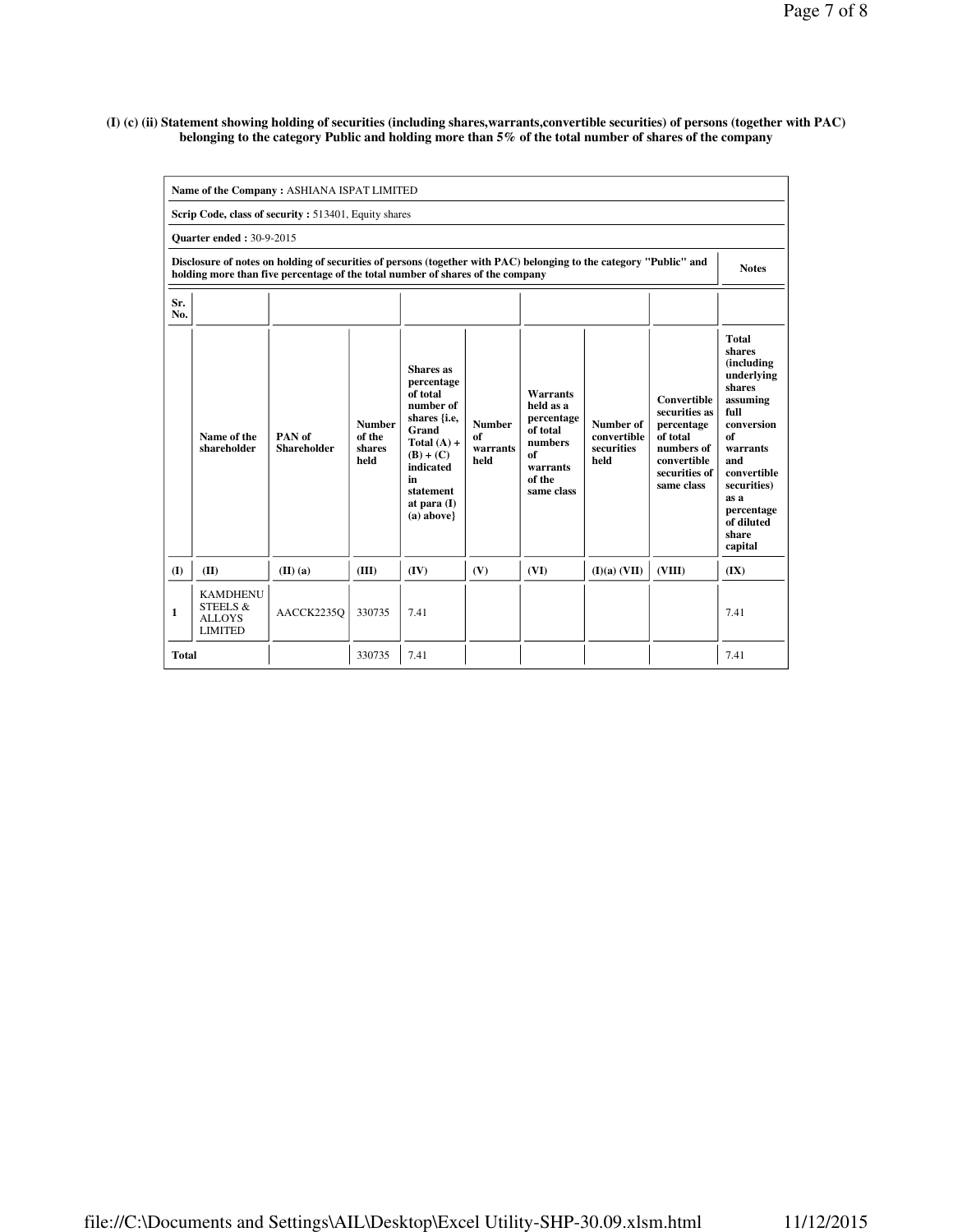**(I) (c) (ii) Statement showing holding of securities (including shares,warrants,convertible securities) of persons (together with PAC) belonging to the category Public and holding more than 5% of the total number of shares of the company**

| | | | | | | | | | |
|---|---|---|---|---|---|---|---|---|---|
| **Name of the Company :** ASHIANA ISPAT LIMITED | | | | | | | | | |
| **Scrip Code, class of security :** 513401, Equity shares | | | | | | | | | |
| **Quarter ended :** 30-9-2015 | | | | | | | | | |
| **Disclosure of notes on holding of securities of persons (together with PAC) belonging to the category "Public" and holding more than five percentage of the total number of shares of the company** | | | | | | | | | **Notes** |
| **Sr. No.** | | | | | | | | | |
| | **Name of the shareholder** | **PAN of Shareholder** | **Number of the shares held** | **Shares as percentage of total number of shares {i.e, Grand Total (A) + (B) + (C) indicated in statement at para (I) (a) above}** | **Number of warrants held** | **Warrants held as a percentage of total numbers of warrants of the same class** | **Number of convertible securities held** | **Convertible securities as percentage of total numbers of convertible securities of same class** | **Total shares (including underlying shares assuming full conversion of warrants and convertible securities) as a percentage of diluted share capital** |
| **(I)** | **(II)** | **(II) (a)** | **(III)** | **(IV)** | **(V)** | **(VI)** | **(I)(a) (VII)** | **(VIII)** | **(IX)** |
| 1 | KAMDHENU STEELS & ALLOYS LIMITED | AACCK2235Q | 330735 | 7.41 | | | | | 7.41 |
| **Total** | | | 330735 | 7.41 | | | | | 7.41 |